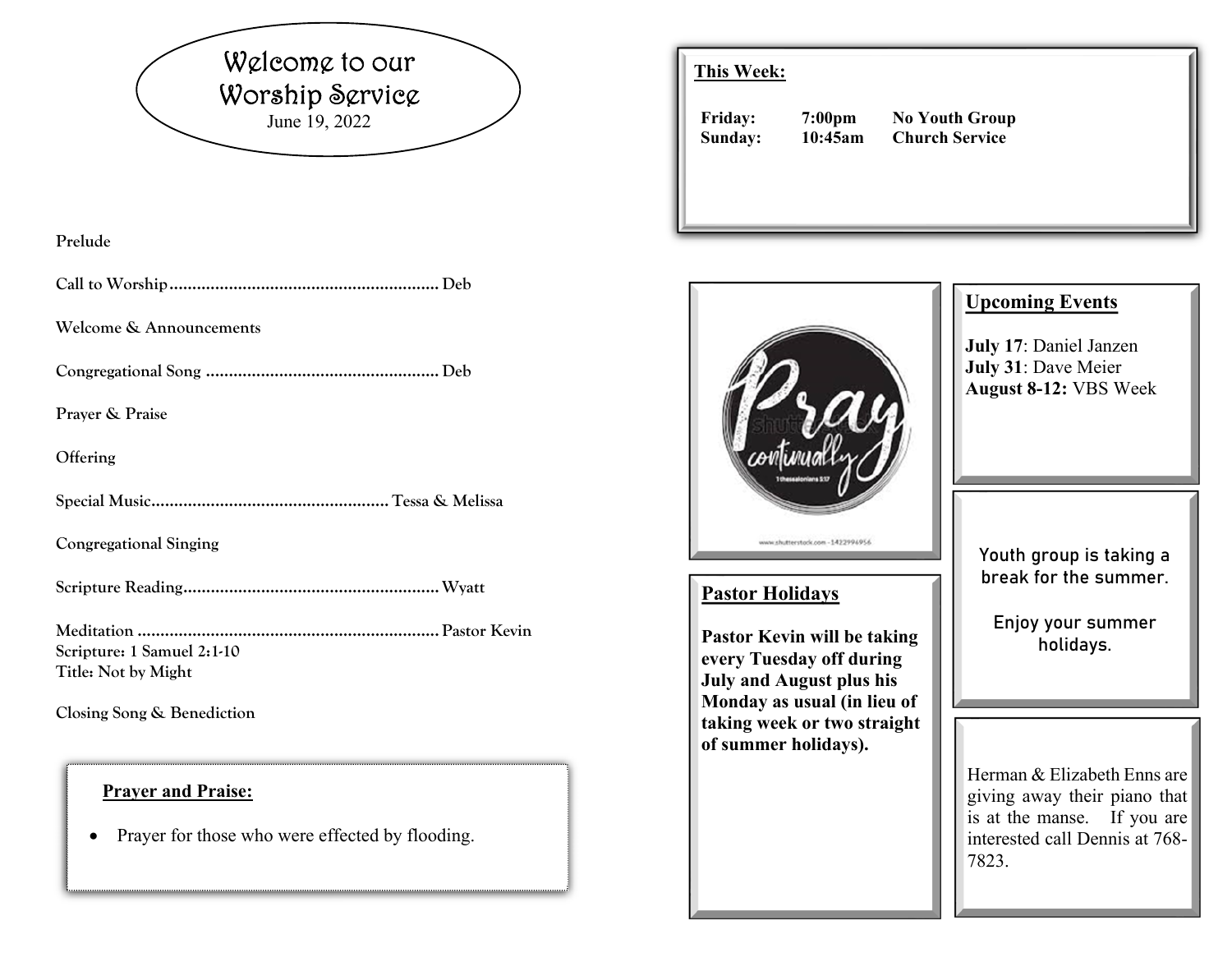# Welcome to our Worship Service

June 19, 2022

**Prelude**

**Call to Worship** .......................................................... Deb

**Welcome & Announcements**

**Congregational Song** .................................................. Deb

**Prayer & Praise**

**Offering**

**Special Music** .................................................... Tessa & Melissa

**Congregational Singing**

**Scripture Reading** ....................................................... Wyatt

**Meditation** ................................................................. Pastor Kevin
**Scripture: 1 Samuel 2:1-10**
**Title: Not by Might**

**Closing Song & Benediction**

## Prayer and Praise:

- Prayer for those who were effected by flooding.

## This Week:

| | | |
|---|---|---|
| **Friday:** | **7:00pm** | **No Youth Group** |
| **Sunday:** | **10:45am** | **Church Service** |

Pray continually
1 thessalonians 5:17

## Pastor Holidays

**Pastor Kevin will be taking every Tuesday off during July and August plus his Monday as usual (in lieu of taking week or two straight of summer holidays).**

## Upcoming Events

**July 17**: Daniel Janzen
**July 31**: Dave Meier
**August 8-12:** VBS Week

Youth group is taking a break for the summer.

Enjoy your summer holidays.

Herman & Elizabeth Enns are giving away their piano that is at the manse. If you are interested call Dennis at 768-7823.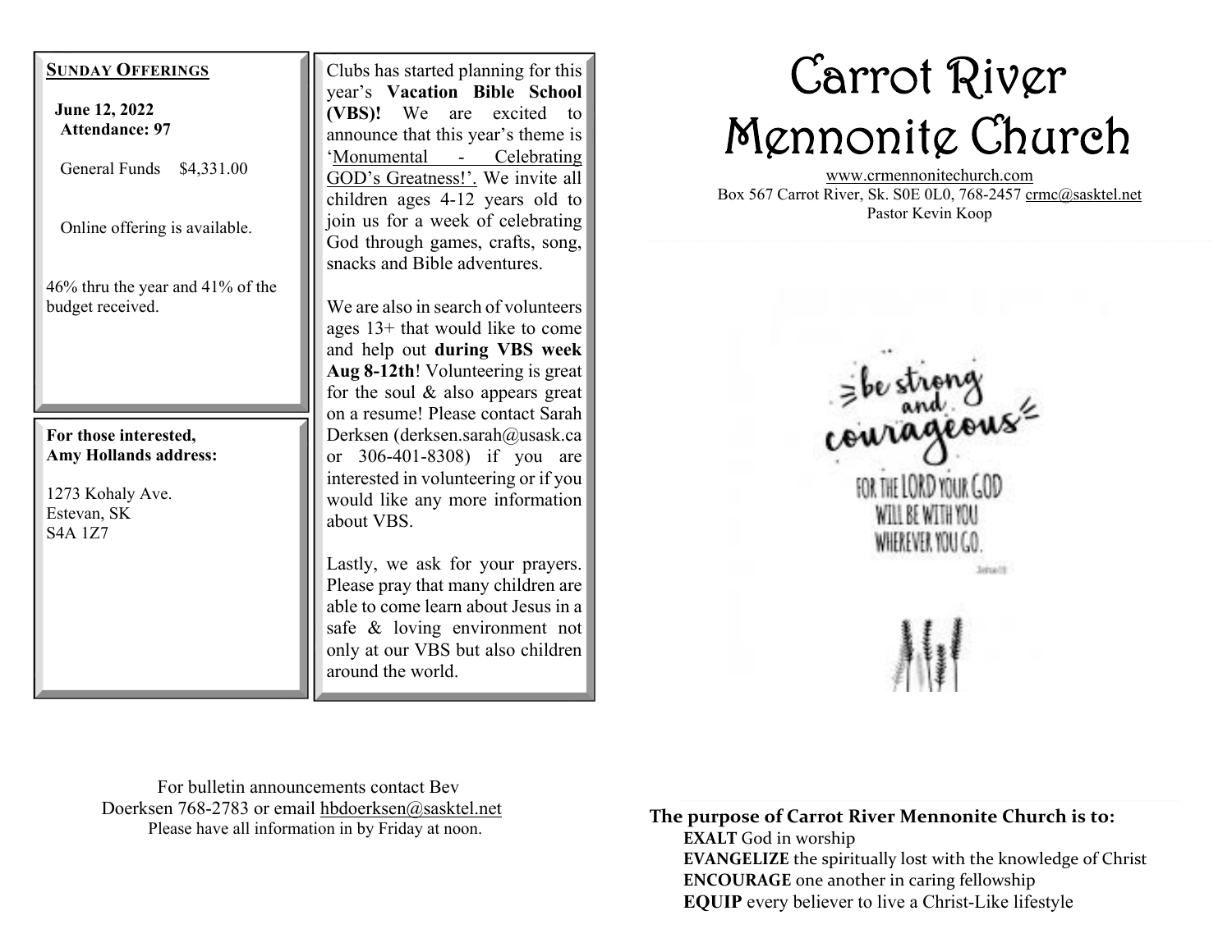**SUNDAY OFFERINGS**

**June 12, 2022**
**Attendance: 97**

General Funds $4,331.00

Online offering is available.

46% thru the year and 41% of the budget received.

**For those interested,**
**Amy Hollands address:**

1273 Kohaly Ave.
Estevan, SK
S4A 1Z7

Clubs has started planning for this year's **Vacation Bible School (VBS)!** We are excited to announce that this year's theme is 'Monumental - Celebrating GOD's Greatness!'. We invite all children ages 4-12 years old to join us for a week of celebrating God through games, crafts, song, snacks and Bible adventures.

We are also in search of volunteers ages 13+ that would like to come and help out **during VBS week Aug 8-12th**! Volunteering is great for the soul & also appears great on a resume! Please contact Sarah Derksen (derksen.sarah@usask.ca or 306-401-8308) if you are interested in volunteering or if you would like any more information about VBS.

Lastly, we ask for your prayers. Please pray that many children are able to come learn about Jesus in a safe & loving environment not only at our VBS but also children around the world.

For bulletin announcements contact Bev Doerksen 768-2783 or email hbdoerksen@sasktel.net
Please have all information in by Friday at noon.

# Carrot River Mennonite Church

www.crmennonitechurch.com
Box 567 Carrot River, Sk. S0E 0L0, 768-2457 crmc@sasktel.net
Pastor Kevin Koop

be strong and courageous
FOR THE LORD YOUR GOD WILL BE WITH YOU WHEREVER YOU GO.

**The purpose of Carrot River Mennonite Church is to:**

**EXALT** God in worship
**EVANGELIZE** the spiritually lost with the knowledge of Christ
**ENCOURAGE** one another in caring fellowship
**EQUIP** every believer to live a Christ-Like lifestyle